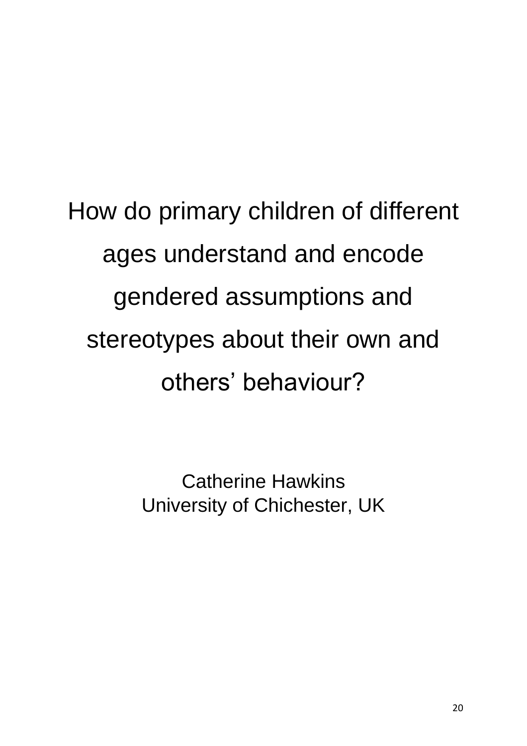# How do primary children of different ages understand and encode gendered assumptions and stereotypes about their own and others' behaviour?

Catherine Hawkins
University of Chichester, UK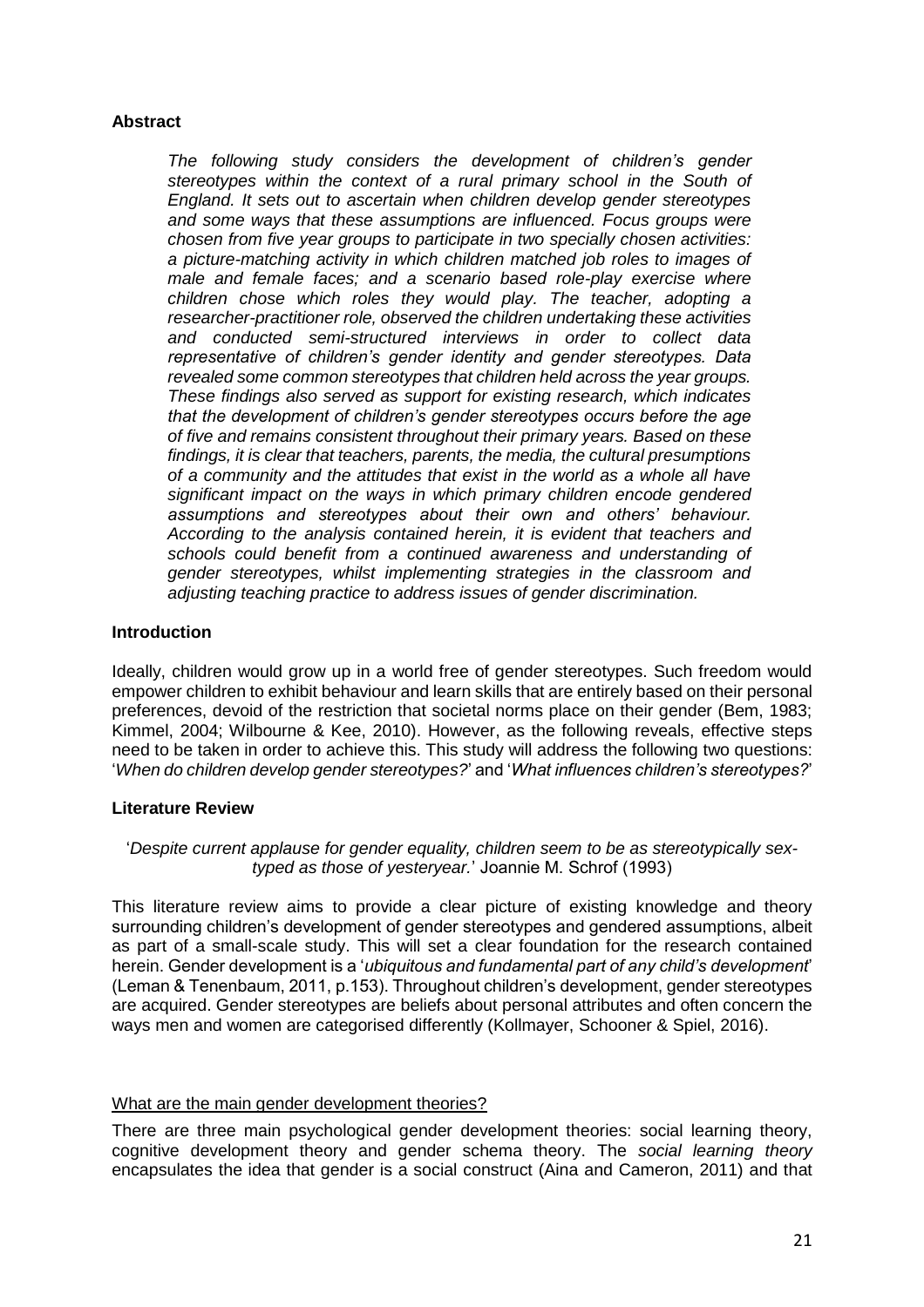## Abstract

*The following study considers the development of children's gender stereotypes within the context of a rural primary school in the South of England. It sets out to ascertain when children develop gender stereotypes and some ways that these assumptions are influenced. Focus groups were chosen from five year groups to participate in two specially chosen activities: a picture-matching activity in which children matched job roles to images of male and female faces; and a scenario based role-play exercise where children chose which roles they would play. The teacher, adopting a researcher-practitioner role, observed the children undertaking these activities and conducted semi-structured interviews in order to collect data representative of children's gender identity and gender stereotypes. Data revealed some common stereotypes that children held across the year groups. These findings also served as support for existing research, which indicates that the development of children's gender stereotypes occurs before the age of five and remains consistent throughout their primary years. Based on these findings, it is clear that teachers, parents, the media, the cultural presumptions of a community and the attitudes that exist in the world as a whole all have significant impact on the ways in which primary children encode gendered assumptions and stereotypes about their own and others' behaviour. According to the analysis contained herein, it is evident that teachers and schools could benefit from a continued awareness and understanding of gender stereotypes, whilst implementing strategies in the classroom and adjusting teaching practice to address issues of gender discrimination.*

## Introduction

Ideally, children would grow up in a world free of gender stereotypes. Such freedom would empower children to exhibit behaviour and learn skills that are entirely based on their personal preferences, devoid of the restriction that societal norms place on their gender (Bem, 1983; Kimmel, 2004; Wilbourne & Kee, 2010). However, as the following reveals, effective steps need to be taken in order to achieve this. This study will address the following two questions: '*When do children develop gender stereotypes?*' and '*What influences children's stereotypes?*'

## Literature Review

'*Despite current applause for gender equality, children seem to be as stereotypically sex-typed as those of yesteryear.*' Joannie M. Schrof (1993)

This literature review aims to provide a clear picture of existing knowledge and theory surrounding children's development of gender stereotypes and gendered assumptions, albeit as part of a small-scale study. This will set a clear foundation for the research contained herein. Gender development is a '*ubiquitous and fundamental part of any child's development*' (Leman & Tenenbaum, 2011, p.153). Throughout children's development, gender stereotypes are acquired. Gender stereotypes are beliefs about personal attributes and often concern the ways men and women are categorised differently (Kollmayer, Schooner & Spiel, 2016).

### What are the main gender development theories?

There are three main psychological gender development theories: social learning theory, cognitive development theory and gender schema theory. The *social learning theory* encapsulates the idea that gender is a social construct (Aina and Cameron, 2011) and that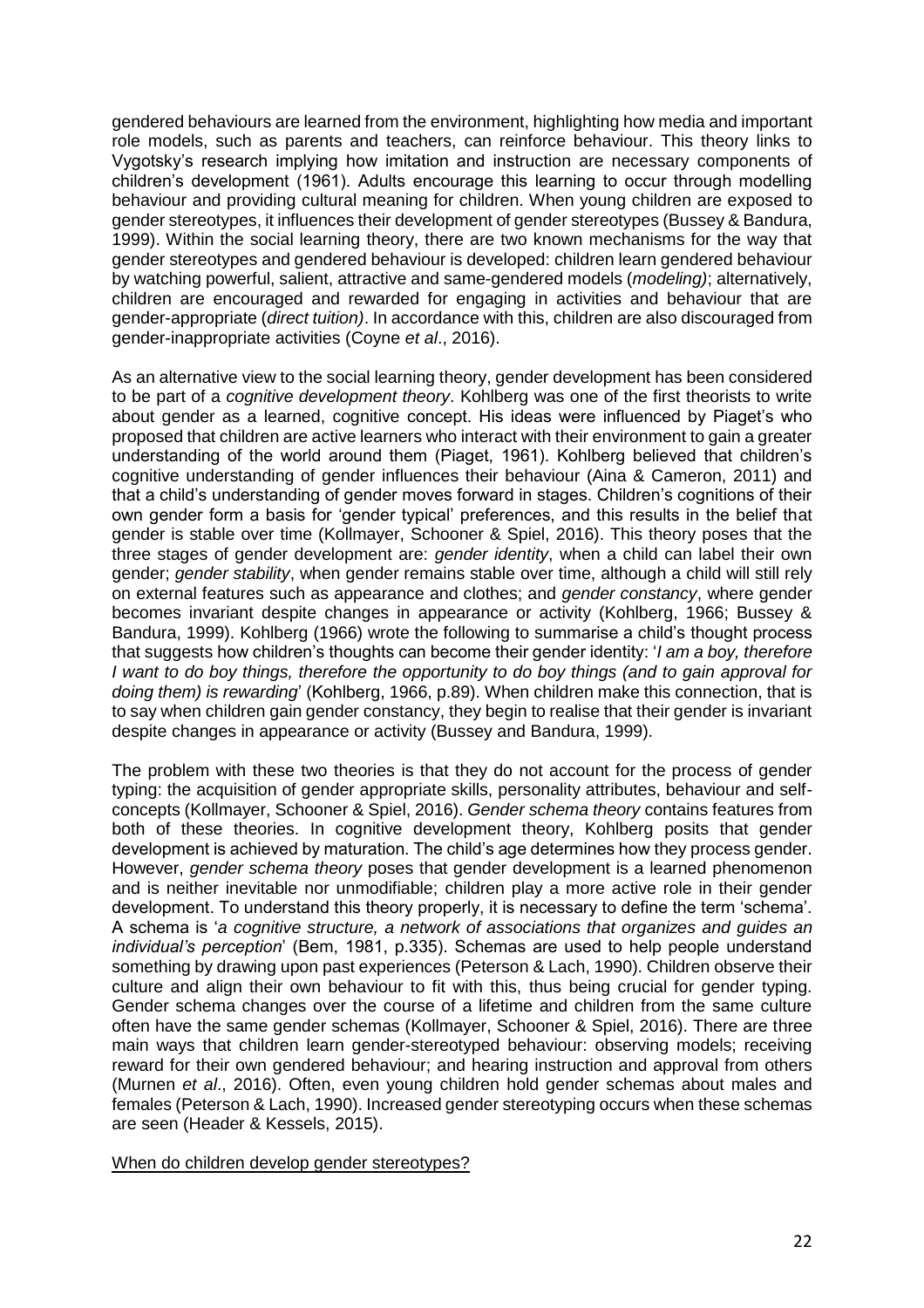gendered behaviours are learned from the environment, highlighting how media and important role models, such as parents and teachers, can reinforce behaviour. This theory links to Vygotsky's research implying how imitation and instruction are necessary components of children's development (1961). Adults encourage this learning to occur through modelling behaviour and providing cultural meaning for children. When young children are exposed to gender stereotypes, it influences their development of gender stereotypes (Bussey & Bandura, 1999). Within the social learning theory, there are two known mechanisms for the way that gender stereotypes and gendered behaviour is developed: children learn gendered behaviour by watching powerful, salient, attractive and same-gendered models (*modeling)*; alternatively, children are encouraged and rewarded for engaging in activities and behaviour that are gender-appropriate (*direct tuition)*. In accordance with this, children are also discouraged from gender-inappropriate activities (Coyne *et al*., 2016).

As an alternative view to the social learning theory, gender development has been considered to be part of a *cognitive development theory*. Kohlberg was one of the first theorists to write about gender as a learned, cognitive concept. His ideas were influenced by Piaget's who proposed that children are active learners who interact with their environment to gain a greater understanding of the world around them (Piaget, 1961). Kohlberg believed that children's cognitive understanding of gender influences their behaviour (Aina & Cameron, 2011) and that a child's understanding of gender moves forward in stages. Children's cognitions of their own gender form a basis for 'gender typical' preferences, and this results in the belief that gender is stable over time (Kollmayer, Schooner & Spiel, 2016). This theory poses that the three stages of gender development are: *gender identity*, when a child can label their own gender; *gender stability*, when gender remains stable over time, although a child will still rely on external features such as appearance and clothes; and *gender constancy*, where gender becomes invariant despite changes in appearance or activity (Kohlberg, 1966; Bussey & Bandura, 1999). Kohlberg (1966) wrote the following to summarise a child's thought process that suggests how children's thoughts can become their gender identity: '*I am a boy, therefore I want to do boy things, therefore the opportunity to do boy things (and to gain approval for doing them) is rewarding*' (Kohlberg, 1966, p.89). When children make this connection, that is to say when children gain gender constancy, they begin to realise that their gender is invariant despite changes in appearance or activity (Bussey and Bandura, 1999).

The problem with these two theories is that they do not account for the process of gender typing: the acquisition of gender appropriate skills, personality attributes, behaviour and self-concepts (Kollmayer, Schooner & Spiel, 2016). *Gender schema theory* contains features from both of these theories. In cognitive development theory, Kohlberg posits that gender development is achieved by maturation. The child's age determines how they process gender. However, *gender schema theory* poses that gender development is a learned phenomenon and is neither inevitable nor unmodifiable; children play a more active role in their gender development. To understand this theory properly, it is necessary to define the term 'schema'. A schema is '*a cognitive structure, a network of associations that organizes and guides an individual's perception*' (Bem, 1981, p.335). Schemas are used to help people understand something by drawing upon past experiences (Peterson & Lach, 1990). Children observe their culture and align their own behaviour to fit with this, thus being crucial for gender typing. Gender schema changes over the course of a lifetime and children from the same culture often have the same gender schemas (Kollmayer, Schooner & Spiel, 2016). There are three main ways that children learn gender-stereotyped behaviour: observing models; receiving reward for their own gendered behaviour; and hearing instruction and approval from others (Murnen *et al*., 2016). Often, even young children hold gender schemas about males and females (Peterson & Lach, 1990). Increased gender stereotyping occurs when these schemas are seen (Header & Kessels, 2015).

<u>When do children develop gender stereotypes?</u>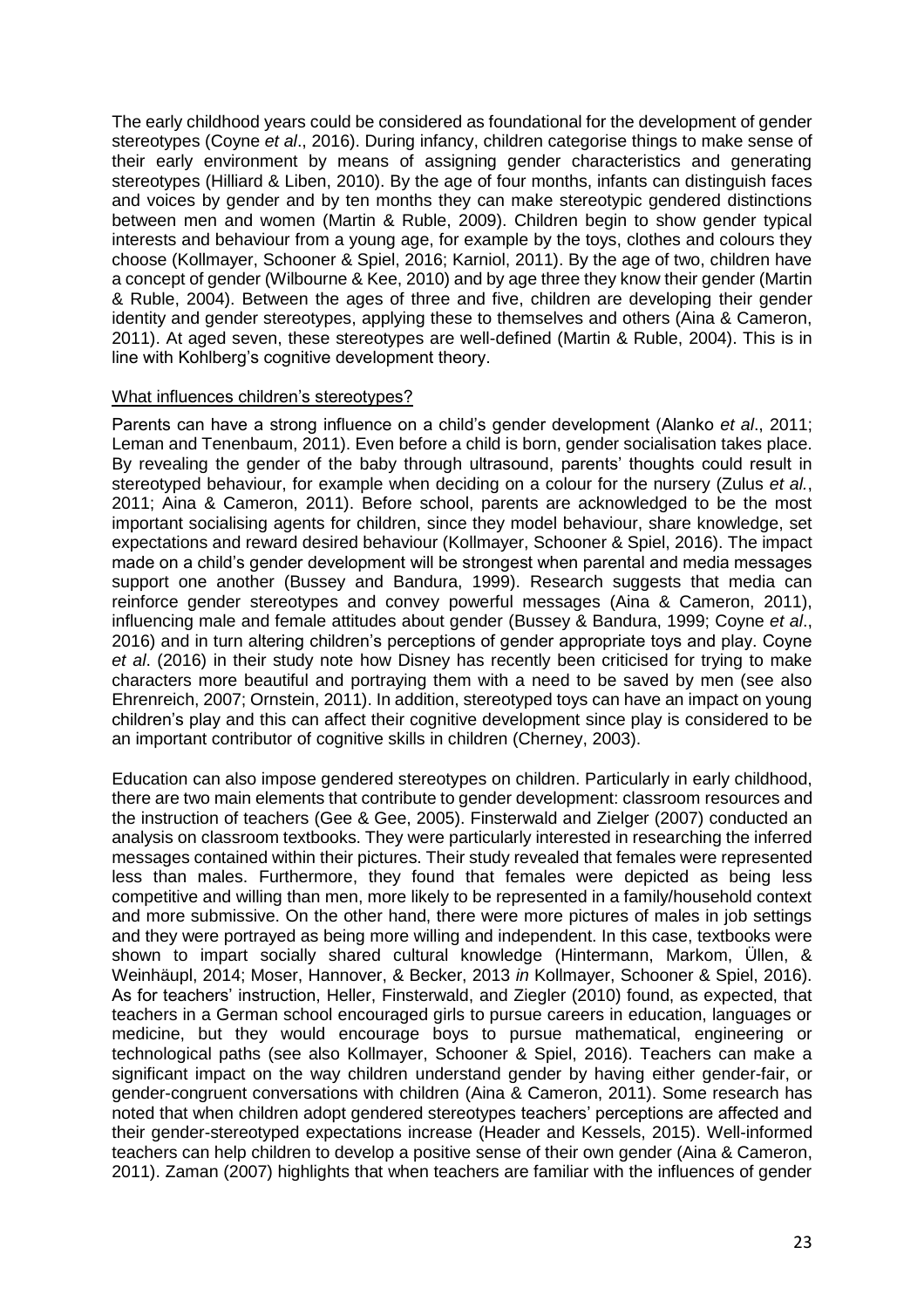The early childhood years could be considered as foundational for the development of gender stereotypes (Coyne *et al*., 2016). During infancy, children categorise things to make sense of their early environment by means of assigning gender characteristics and generating stereotypes (Hilliard & Liben, 2010). By the age of four months, infants can distinguish faces and voices by gender and by ten months they can make stereotypic gendered distinctions between men and women (Martin & Ruble, 2009). Children begin to show gender typical interests and behaviour from a young age, for example by the toys, clothes and colours they choose (Kollmayer, Schooner & Spiel, 2016; Karniol, 2011). By the age of two, children have a concept of gender (Wilbourne & Kee, 2010) and by age three they know their gender (Martin & Ruble, 2004). Between the ages of three and five, children are developing their gender identity and gender stereotypes, applying these to themselves and others (Aina & Cameron, 2011). At aged seven, these stereotypes are well-defined (Martin & Ruble, 2004). This is in line with Kohlberg's cognitive development theory.

<u>What influences children's stereotypes?</u>

Parents can have a strong influence on a child's gender development (Alanko *et al*., 2011; Leman and Tenenbaum, 2011). Even before a child is born, gender socialisation takes place. By revealing the gender of the baby through ultrasound, parents' thoughts could result in stereotyped behaviour, for example when deciding on a colour for the nursery (Zulus *et al.*, 2011; Aina & Cameron, 2011). Before school, parents are acknowledged to be the most important socialising agents for children, since they model behaviour, share knowledge, set expectations and reward desired behaviour (Kollmayer, Schooner & Spiel, 2016). The impact made on a child's gender development will be strongest when parental and media messages support one another (Bussey and Bandura, 1999). Research suggests that media can reinforce gender stereotypes and convey powerful messages (Aina & Cameron, 2011), influencing male and female attitudes about gender (Bussey & Bandura, 1999; Coyne *et al*., 2016) and in turn altering children's perceptions of gender appropriate toys and play. Coyne *et al*. (2016) in their study note how Disney has recently been criticised for trying to make characters more beautiful and portraying them with a need to be saved by men (see also Ehrenreich, 2007; Ornstein, 2011). In addition, stereotyped toys can have an impact on young children's play and this can affect their cognitive development since play is considered to be an important contributor of cognitive skills in children (Cherney, 2003).

Education can also impose gendered stereotypes on children. Particularly in early childhood, there are two main elements that contribute to gender development: classroom resources and the instruction of teachers (Gee & Gee, 2005). Finsterwald and Zielger (2007) conducted an analysis on classroom textbooks. They were particularly interested in researching the inferred messages contained within their pictures. Their study revealed that females were represented less than males. Furthermore, they found that females were depicted as being less competitive and willing than men, more likely to be represented in a family/household context and more submissive. On the other hand, there were more pictures of males in job settings and they were portrayed as being more willing and independent. In this case, textbooks were shown to impart socially shared cultural knowledge (Hintermann, Markom, Üllen, & Weinhäupl, 2014; Moser, Hannover, & Becker, 2013 *in* Kollmayer, Schooner & Spiel, 2016). As for teachers' instruction, Heller, Finsterwald, and Ziegler (2010) found, as expected, that teachers in a German school encouraged girls to pursue careers in education, languages or medicine, but they would encourage boys to pursue mathematical, engineering or technological paths (see also Kollmayer, Schooner & Spiel, 2016). Teachers can make a significant impact on the way children understand gender by having either gender-fair, or gender-congruent conversations with children (Aina & Cameron, 2011). Some research has noted that when children adopt gendered stereotypes teachers' perceptions are affected and their gender-stereotyped expectations increase (Header and Kessels, 2015). Well-informed teachers can help children to develop a positive sense of their own gender (Aina & Cameron, 2011). Zaman (2007) highlights that when teachers are familiar with the influences of gender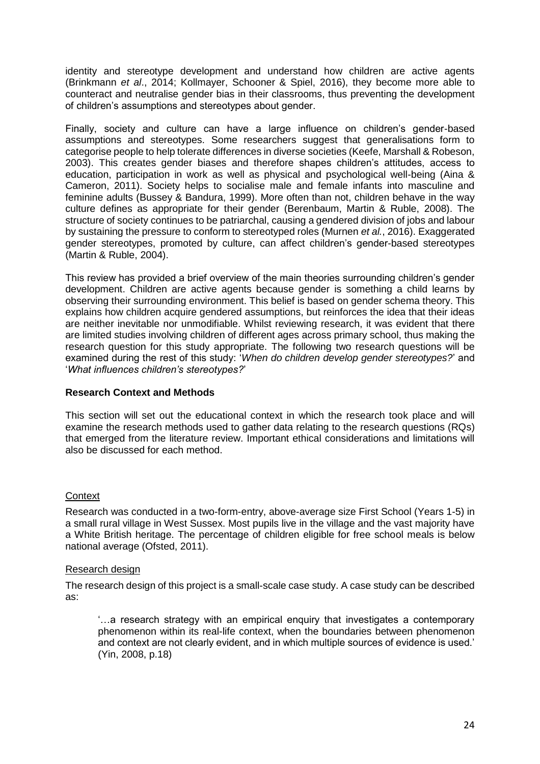identity and stereotype development and understand how children are active agents (Brinkmann *et al*., 2014; Kollmayer, Schooner & Spiel, 2016), they become more able to counteract and neutralise gender bias in their classrooms, thus preventing the development of children's assumptions and stereotypes about gender.

Finally, society and culture can have a large influence on children's gender-based assumptions and stereotypes. Some researchers suggest that generalisations form to categorise people to help tolerate differences in diverse societies (Keefe, Marshall & Robeson, 2003). This creates gender biases and therefore shapes children's attitudes, access to education, participation in work as well as physical and psychological well-being (Aina & Cameron, 2011). Society helps to socialise male and female infants into masculine and feminine adults (Bussey & Bandura, 1999). More often than not, children behave in the way culture defines as appropriate for their gender (Berenbaum, Martin & Ruble, 2008). The structure of society continues to be patriarchal, causing a gendered division of jobs and labour by sustaining the pressure to conform to stereotyped roles (Murnen *et al.*, 2016). Exaggerated gender stereotypes, promoted by culture, can affect children's gender-based stereotypes (Martin & Ruble, 2004).

This review has provided a brief overview of the main theories surrounding children's gender development. Children are active agents because gender is something a child learns by observing their surrounding environment. This belief is based on gender schema theory. This explains how children acquire gendered assumptions, but reinforces the idea that their ideas are neither inevitable nor unmodifiable. Whilst reviewing research, it was evident that there are limited studies involving children of different ages across primary school, thus making the research question for this study appropriate. The following two research questions will be examined during the rest of this study: '*When do children develop gender stereotypes?*' and '*What influences children's stereotypes?*'

## Research Context and Methods

This section will set out the educational context in which the research took place and will examine the research methods used to gather data relating to the research questions (RQs) that emerged from the literature review. Important ethical considerations and limitations will also be discussed for each method.

### Context

Research was conducted in a two-form-entry, above-average size First School (Years 1-5) in a small rural village in West Sussex. Most pupils live in the village and the vast majority have a White British heritage. The percentage of children eligible for free school meals is below national average (Ofsted, 2011).

### Research design

The research design of this project is a small-scale case study. A case study can be described as:

> '…a research strategy with an empirical enquiry that investigates a contemporary phenomenon within its real-life context, when the boundaries between phenomenon and context are not clearly evident, and in which multiple sources of evidence is used.' (Yin, 2008, p.18)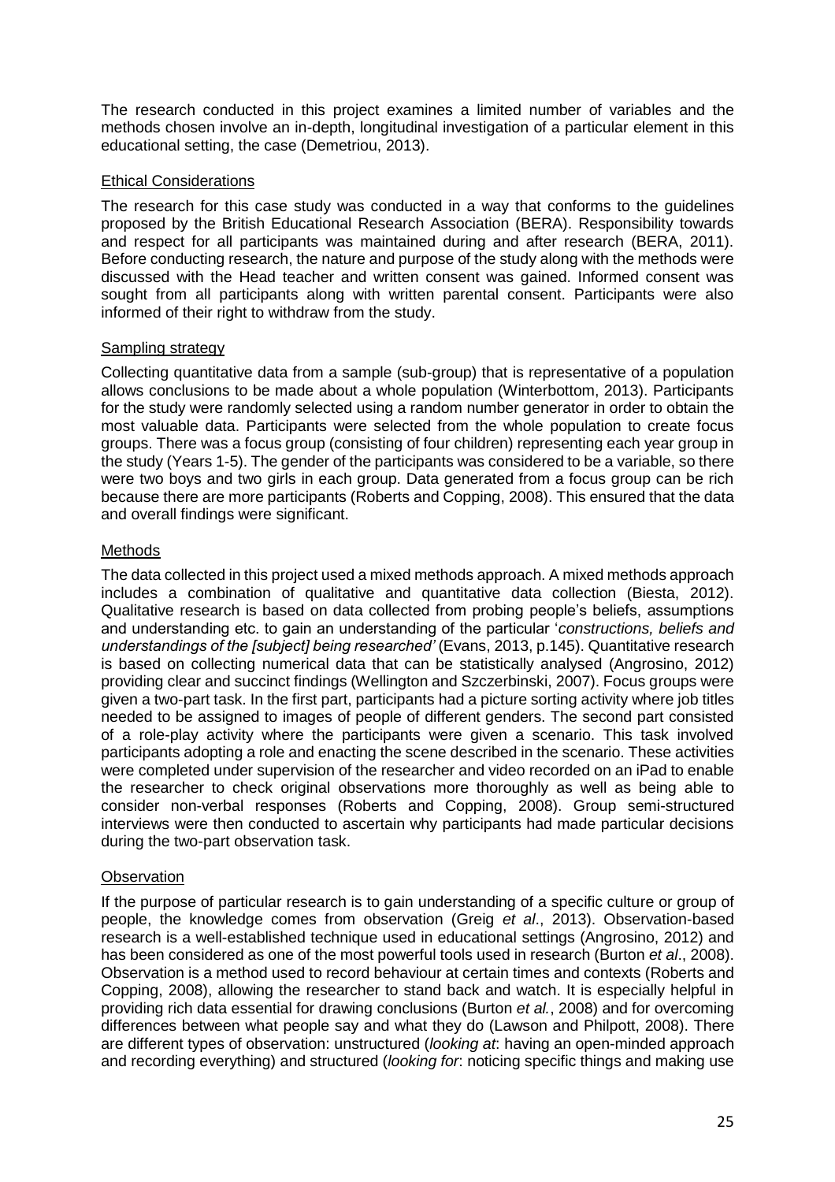The research conducted in this project examines a limited number of variables and the methods chosen involve an in-depth, longitudinal investigation of a particular element in this educational setting, the case (Demetriou, 2013).

## Ethical Considerations

The research for this case study was conducted in a way that conforms to the guidelines proposed by the British Educational Research Association (BERA). Responsibility towards and respect for all participants was maintained during and after research (BERA, 2011). Before conducting research, the nature and purpose of the study along with the methods were discussed with the Head teacher and written consent was gained. Informed consent was sought from all participants along with written parental consent. Participants were also informed of their right to withdraw from the study.

## Sampling strategy

Collecting quantitative data from a sample (sub-group) that is representative of a population allows conclusions to be made about a whole population (Winterbottom, 2013). Participants for the study were randomly selected using a random number generator in order to obtain the most valuable data. Participants were selected from the whole population to create focus groups. There was a focus group (consisting of four children) representing each year group in the study (Years 1-5). The gender of the participants was considered to be a variable, so there were two boys and two girls in each group. Data generated from a focus group can be rich because there are more participants (Roberts and Copping, 2008). This ensured that the data and overall findings were significant.

## Methods

The data collected in this project used a mixed methods approach. A mixed methods approach includes a combination of qualitative and quantitative data collection (Biesta, 2012). Qualitative research is based on data collected from probing people's beliefs, assumptions and understanding etc. to gain an understanding of the particular '*constructions, beliefs and understandings of the [subject] being researched'* (Evans, 2013, p.145). Quantitative research is based on collecting numerical data that can be statistically analysed (Angrosino, 2012) providing clear and succinct findings (Wellington and Szczerbinski, 2007). Focus groups were given a two-part task. In the first part, participants had a picture sorting activity where job titles needed to be assigned to images of people of different genders. The second part consisted of a role-play activity where the participants were given a scenario. This task involved participants adopting a role and enacting the scene described in the scenario. These activities were completed under supervision of the researcher and video recorded on an iPad to enable the researcher to check original observations more thoroughly as well as being able to consider non-verbal responses (Roberts and Copping, 2008). Group semi-structured interviews were then conducted to ascertain why participants had made particular decisions during the two-part observation task.

## Observation

If the purpose of particular research is to gain understanding of a specific culture or group of people, the knowledge comes from observation (Greig *et al*., 2013). Observation-based research is a well-established technique used in educational settings (Angrosino, 2012) and has been considered as one of the most powerful tools used in research (Burton *et al*., 2008). Observation is a method used to record behaviour at certain times and contexts (Roberts and Copping, 2008), allowing the researcher to stand back and watch. It is especially helpful in providing rich data essential for drawing conclusions (Burton *et al.*, 2008) and for overcoming differences between what people say and what they do (Lawson and Philpott, 2008). There are different types of observation: unstructured (*looking at*: having an open-minded approach and recording everything) and structured (*looking for*: noticing specific things and making use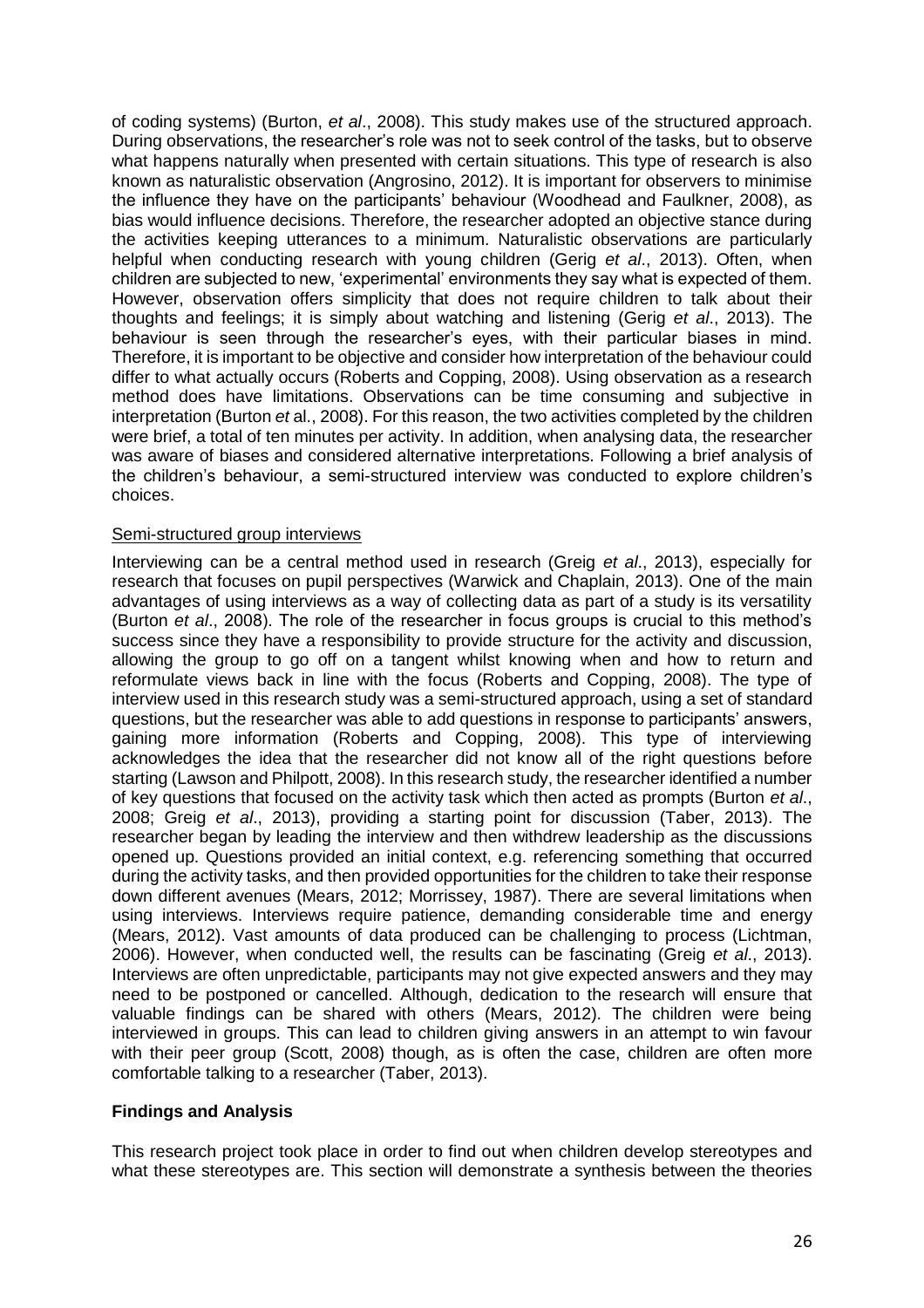of coding systems) (Burton, *et al*., 2008). This study makes use of the structured approach. During observations, the researcher's role was not to seek control of the tasks, but to observe what happens naturally when presented with certain situations. This type of research is also known as naturalistic observation (Angrosino, 2012). It is important for observers to minimise the influence they have on the participants' behaviour (Woodhead and Faulkner, 2008), as bias would influence decisions. Therefore, the researcher adopted an objective stance during the activities keeping utterances to a minimum. Naturalistic observations are particularly helpful when conducting research with young children (Gerig *et al*., 2013). Often, when children are subjected to new, 'experimental' environments they say what is expected of them. However, observation offers simplicity that does not require children to talk about their thoughts and feelings; it is simply about watching and listening (Gerig *et al*., 2013). The behaviour is seen through the researcher's eyes, with their particular biases in mind. Therefore, it is important to be objective and consider how interpretation of the behaviour could differ to what actually occurs (Roberts and Copping, 2008). Using observation as a research method does have limitations. Observations can be time consuming and subjective in interpretation (Burton *et* al., 2008). For this reason, the two activities completed by the children were brief, a total of ten minutes per activity. In addition, when analysing data, the researcher was aware of biases and considered alternative interpretations. Following a brief analysis of the children's behaviour, a semi-structured interview was conducted to explore children's choices.

<u>Semi-structured group interviews</u>

Interviewing can be a central method used in research (Greig *et al*., 2013), especially for research that focuses on pupil perspectives (Warwick and Chaplain, 2013). One of the main advantages of using interviews as a way of collecting data as part of a study is its versatility (Burton *et al*., 2008). The role of the researcher in focus groups is crucial to this method's success since they have a responsibility to provide structure for the activity and discussion, allowing the group to go off on a tangent whilst knowing when and how to return and reformulate views back in line with the focus (Roberts and Copping, 2008). The type of interview used in this research study was a semi-structured approach, using a set of standard questions, but the researcher was able to add questions in response to participants' answers, gaining more information (Roberts and Copping, 2008). This type of interviewing acknowledges the idea that the researcher did not know all of the right questions before starting (Lawson and Philpott, 2008). In this research study, the researcher identified a number of key questions that focused on the activity task which then acted as prompts (Burton *et al*., 2008; Greig *et al*., 2013), providing a starting point for discussion (Taber, 2013). The researcher began by leading the interview and then withdrew leadership as the discussions opened up. Questions provided an initial context, e.g. referencing something that occurred during the activity tasks, and then provided opportunities for the children to take their response down different avenues (Mears, 2012; Morrissey, 1987). There are several limitations when using interviews. Interviews require patience, demanding considerable time and energy (Mears, 2012). Vast amounts of data produced can be challenging to process (Lichtman, 2006). However, when conducted well, the results can be fascinating (Greig *et al*., 2013). Interviews are often unpredictable, participants may not give expected answers and they may need to be postponed or cancelled. Although, dedication to the research will ensure that valuable findings can be shared with others (Mears, 2012). The children were being interviewed in groups. This can lead to children giving answers in an attempt to win favour with their peer group (Scott, 2008) though, as is often the case, children are often more comfortable talking to a researcher (Taber, 2013).

**Findings and Analysis**

This research project took place in order to find out when children develop stereotypes and what these stereotypes are. This section will demonstrate a synthesis between the theories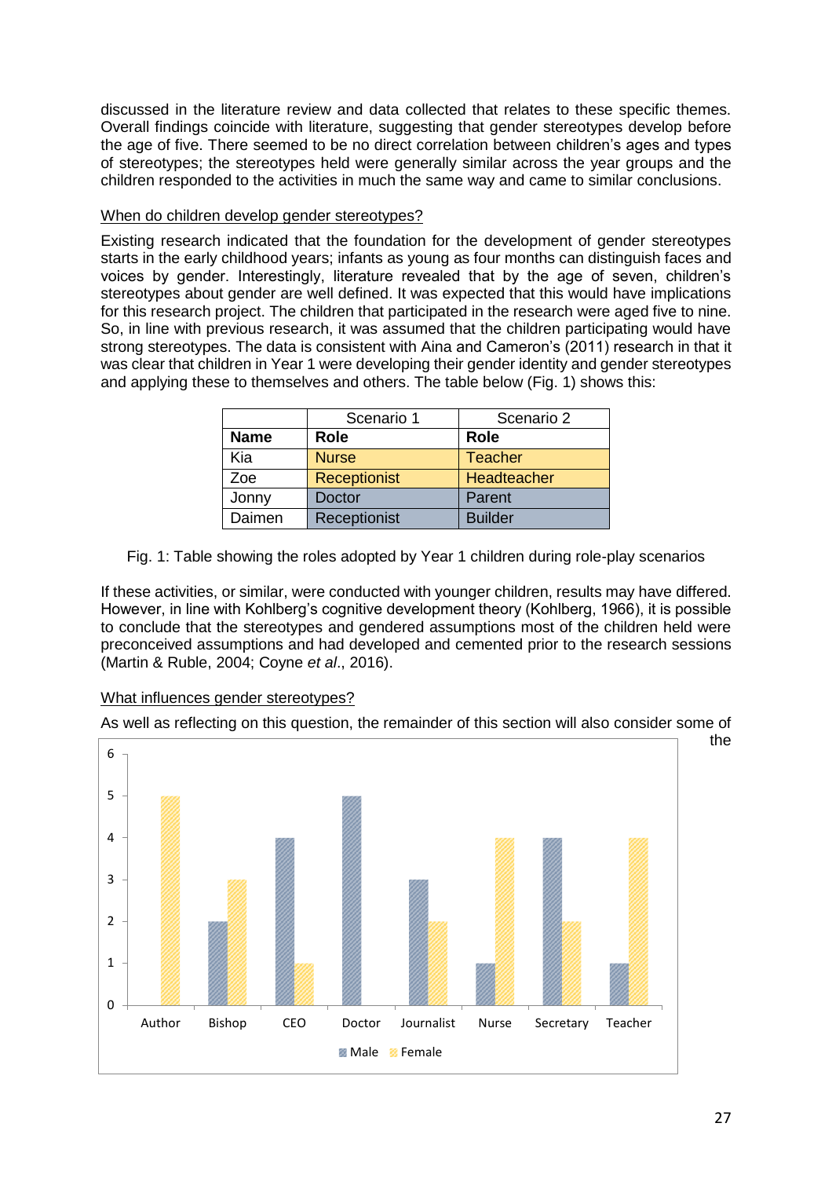discussed in the literature review and data collected that relates to these specific themes. Overall findings coincide with literature, suggesting that gender stereotypes develop before the age of five. There seemed to be no direct correlation between children's ages and types of stereotypes; the stereotypes held were generally similar across the year groups and the children responded to the activities in much the same way and came to similar conclusions.

When do children develop gender stereotypes?

Existing research indicated that the foundation for the development of gender stereotypes starts in the early childhood years; infants as young as four months can distinguish faces and voices by gender. Interestingly, literature revealed that by the age of seven, children's stereotypes about gender are well defined. It was expected that this would have implications for this research project. The children that participated in the research were aged five to nine. So, in line with previous research, it was assumed that the children participating would have strong stereotypes. The data is consistent with Aina and Cameron's (2011) research in that it was clear that children in Year 1 were developing their gender identity and gender stereotypes and applying these to themselves and others. The table below (Fig. 1) shows this:

| | Scenario 1 | Scenario 2 |
|---|---|---|
| **Name** | **Role** | **Role** |
| Kia | Nurse | Teacher |
| Zoe | Receptionist | Headteacher |
| Jonny | Doctor | Parent |
| Daimen | Receptionist | Builder |

Fig. 1: Table showing the roles adopted by Year 1 children during role-play scenarios

If these activities, or similar, were conducted with younger children, results may have differed. However, in line with Kohlberg's cognitive development theory (Kohlberg, 1966), it is possible to conclude that the stereotypes and gendered assumptions most of the children held were preconceived assumptions and had developed and cemented prior to the research sessions (Martin & Ruble, 2004; Coyne *et al*., 2016).

What influences gender stereotypes?

As well as reflecting on this question, the remainder of this section will also consider some of the

| | Author | Bishop | CEO | Doctor | Journalist | Nurse | Secretary | Teacher |
|---|---|---|---|---|---|---|---|---|
| Male | 0 | 2 | 4 | 5 | 3 | 1 | 4 | 1 |
| Female | 5 | 3 | 1 | 0 | 2 | 4 | 2 | 4 |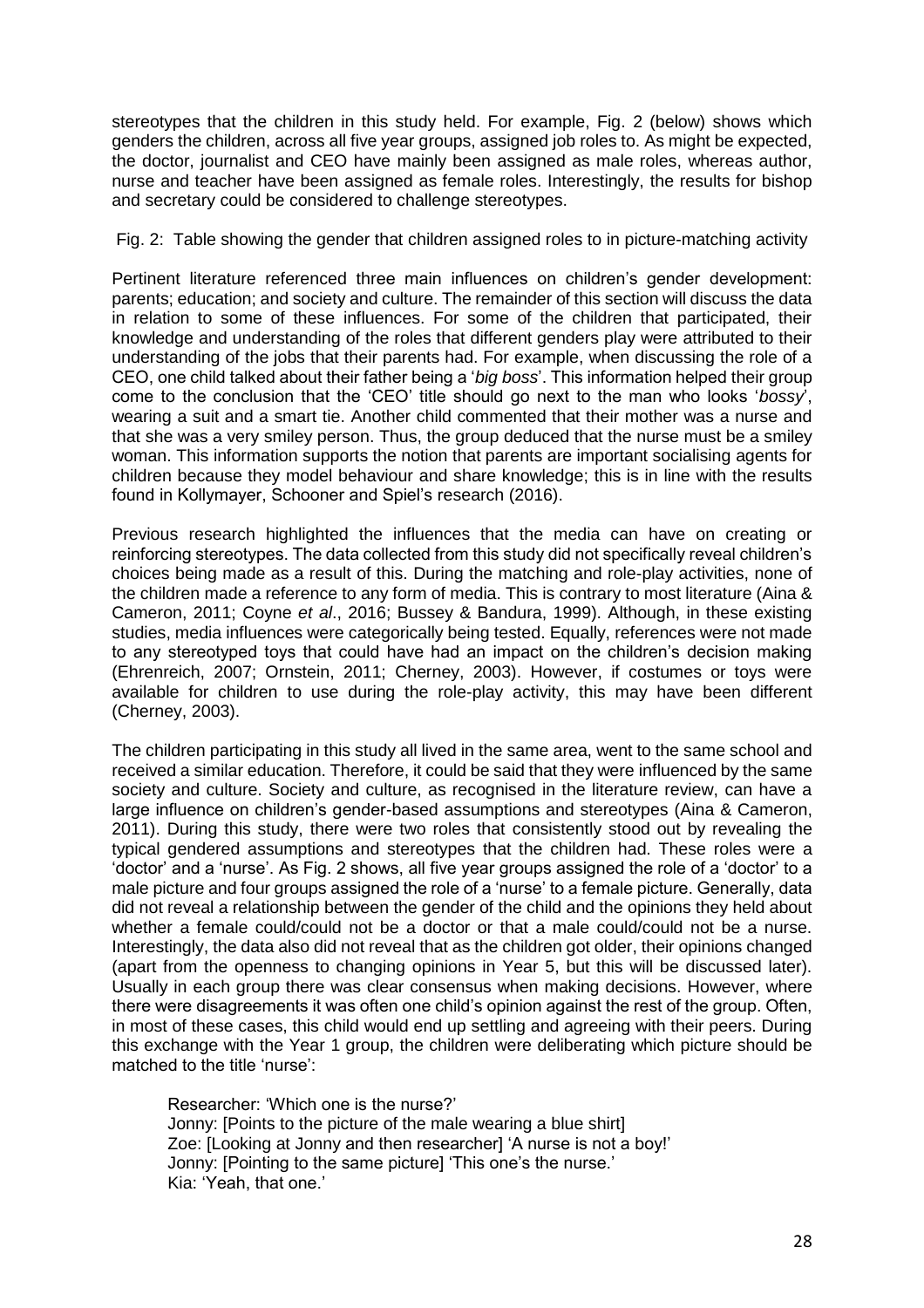stereotypes that the children in this study held. For example, Fig. 2 (below) shows which genders the children, across all five year groups, assigned job roles to. As might be expected, the doctor, journalist and CEO have mainly been assigned as male roles, whereas author, nurse and teacher have been assigned as female roles. Interestingly, the results for bishop and secretary could be considered to challenge stereotypes.

Fig. 2: Table showing the gender that children assigned roles to in picture-matching activity

Pertinent literature referenced three main influences on children's gender development: parents; education; and society and culture. The remainder of this section will discuss the data in relation to some of these influences. For some of the children that participated, their knowledge and understanding of the roles that different genders play were attributed to their understanding of the jobs that their parents had. For example, when discussing the role of a CEO, one child talked about their father being a '*big boss*'. This information helped their group come to the conclusion that the 'CEO' title should go next to the man who looks '*bossy*', wearing a suit and a smart tie. Another child commented that their mother was a nurse and that she was a very smiley person. Thus, the group deduced that the nurse must be a smiley woman. This information supports the notion that parents are important socialising agents for children because they model behaviour and share knowledge; this is in line with the results found in Kollymayer, Schooner and Spiel's research (2016).

Previous research highlighted the influences that the media can have on creating or reinforcing stereotypes. The data collected from this study did not specifically reveal children's choices being made as a result of this. During the matching and role-play activities, none of the children made a reference to any form of media. This is contrary to most literature (Aina & Cameron, 2011; Coyne *et al*., 2016; Bussey & Bandura, 1999). Although, in these existing studies, media influences were categorically being tested. Equally, references were not made to any stereotyped toys that could have had an impact on the children's decision making (Ehrenreich, 2007; Ornstein, 2011; Cherney, 2003). However, if costumes or toys were available for children to use during the role-play activity, this may have been different (Cherney, 2003).

The children participating in this study all lived in the same area, went to the same school and received a similar education. Therefore, it could be said that they were influenced by the same society and culture. Society and culture, as recognised in the literature review, can have a large influence on children's gender-based assumptions and stereotypes (Aina & Cameron, 2011). During this study, there were two roles that consistently stood out by revealing the typical gendered assumptions and stereotypes that the children had. These roles were a 'doctor' and a 'nurse'. As Fig. 2 shows, all five year groups assigned the role of a 'doctor' to a male picture and four groups assigned the role of a 'nurse' to a female picture. Generally, data did not reveal a relationship between the gender of the child and the opinions they held about whether a female could/could not be a doctor or that a male could/could not be a nurse. Interestingly, the data also did not reveal that as the children got older, their opinions changed (apart from the openness to changing opinions in Year 5, but this will be discussed later). Usually in each group there was clear consensus when making decisions. However, where there were disagreements it was often one child's opinion against the rest of the group. Often, in most of these cases, this child would end up settling and agreeing with their peers. During this exchange with the Year 1 group, the children were deliberating which picture should be matched to the title 'nurse':

> Researcher: 'Which one is the nurse?'
> Jonny: [Points to the picture of the male wearing a blue shirt]
> Zoe: [Looking at Jonny and then researcher] 'A nurse is not a boy!'
> Jonny: [Pointing to the same picture] 'This one's the nurse.'
> Kia: 'Yeah, that one.'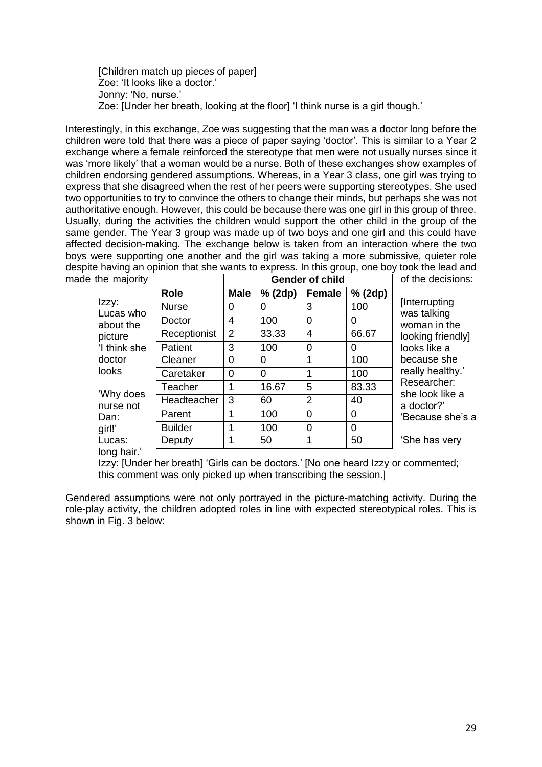[Children match up pieces of paper]
Zoe: 'It looks like a doctor.'
Jonny: 'No, nurse.'
Zoe: [Under her breath, looking at the floor] 'I think nurse is a girl though.'

Interestingly, in this exchange, Zoe was suggesting that the man was a doctor long before the children were told that there was a piece of paper saying 'doctor'. This is similar to a Year 2 exchange where a female reinforced the stereotype that men were not usually nurses since it was 'more likely' that a woman would be a nurse. Both of these exchanges show examples of children endorsing gendered assumptions. Whereas, in a Year 3 class, one girl was trying to express that she disagreed when the rest of her peers were supporting stereotypes. She used two opportunities to try to convince the others to change their minds, but perhaps she was not authoritative enough. However, this could be because there was one girl in this group of three. Usually, during the activities the children would support the other child in the group of the same gender. The Year 3 group was made up of two boys and one girl and this could have affected decision-making. The exchange below is taken from an interaction where the two boys were supporting one another and the girl was taking a more submissive, quieter role despite having an opinion that she wants to express. In this group, one boy took the lead and made the majority of the decisions:

Izzy: [Interrupting Lucas who was talking about the woman in the picture looking friendly] 'I think she looks like a doctor because she looks really healthy.'
Researcher: 'Why does she look like a nurse not a doctor?'
Dan: 'Because she's a girl!'
Lucas: 'She has very long hair.'
Izzy: [Under her breath] 'Girls can be doctors.' [No one heard Izzy or commented; this comment was only picked up when transcribing the session.]

| | Gender of child | | | |
|---|---|---|---|---|
| **Role** | **Male** | **% (2dp)** | **Female** | **% (2dp)** |
| Nurse | 0 | 0 | 3 | 100 |
| Doctor | 4 | 100 | 0 | 0 |
| Receptionist | 2 | 33.33 | 4 | 66.67 |
| Patient | 3 | 100 | 0 | 0 |
| Cleaner | 0 | 0 | 1 | 100 |
| Caretaker | 0 | 0 | 1 | 100 |
| Teacher | 1 | 16.67 | 5 | 83.33 |
| Headteacher | 3 | 60 | 2 | 40 |
| Parent | 1 | 100 | 0 | 0 |
| Builder | 1 | 100 | 0 | 0 |
| Deputy | 1 | 50 | 1 | 50 |

Gendered assumptions were not only portrayed in the picture-matching activity. During the role-play activity, the children adopted roles in line with expected stereotypical roles. This is shown in Fig. 3 below: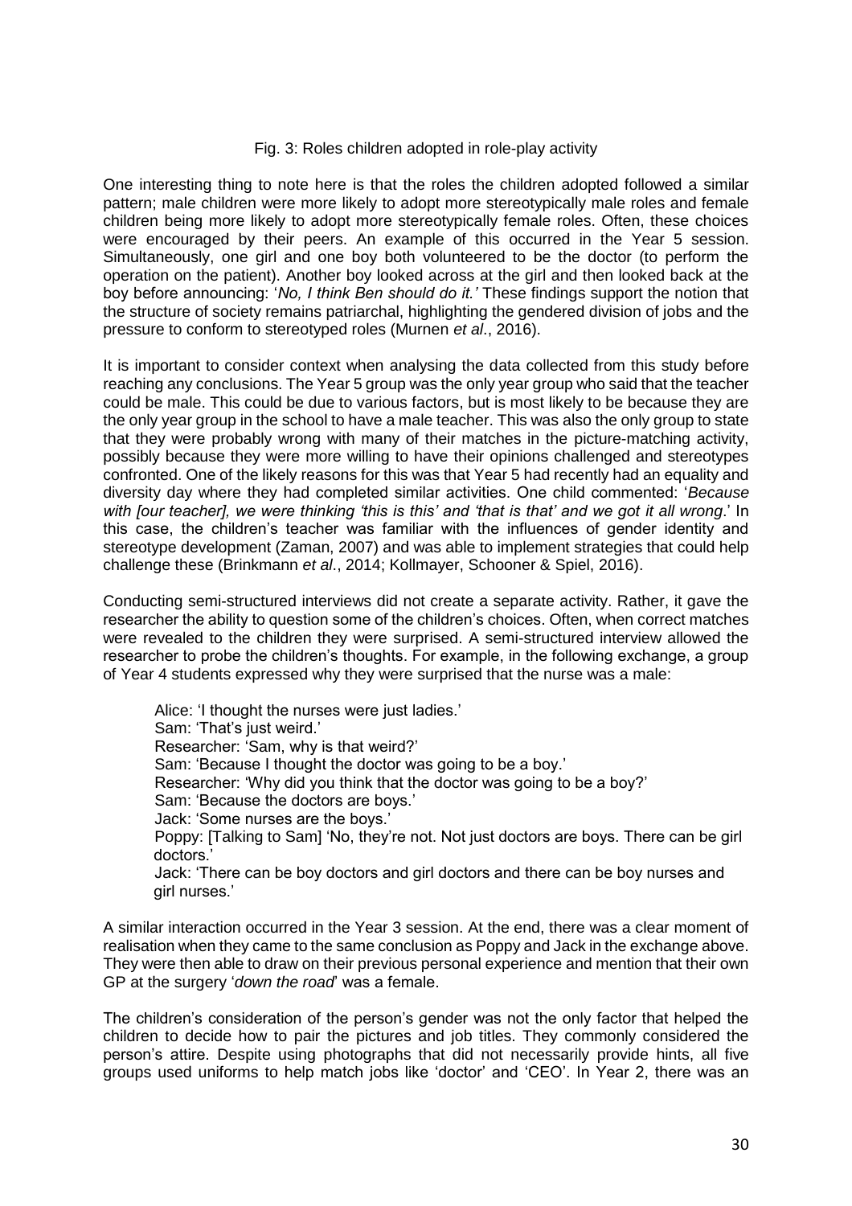Fig. 3: Roles children adopted in role-play activity

One interesting thing to note here is that the roles the children adopted followed a similar pattern; male children were more likely to adopt more stereotypically male roles and female children being more likely to adopt more stereotypically female roles. Often, these choices were encouraged by their peers. An example of this occurred in the Year 5 session. Simultaneously, one girl and one boy both volunteered to be the doctor (to perform the operation on the patient). Another boy looked across at the girl and then looked back at the boy before announcing: '*No, I think Ben should do it.'* These findings support the notion that the structure of society remains patriarchal, highlighting the gendered division of jobs and the pressure to conform to stereotyped roles (Murnen *et al*., 2016).

It is important to consider context when analysing the data collected from this study before reaching any conclusions. The Year 5 group was the only year group who said that the teacher could be male. This could be due to various factors, but is most likely to be because they are the only year group in the school to have a male teacher. This was also the only group to state that they were probably wrong with many of their matches in the picture-matching activity, possibly because they were more willing to have their opinions challenged and stereotypes confronted. One of the likely reasons for this was that Year 5 had recently had an equality and diversity day where they had completed similar activities. One child commented: '*Because with [our teacher], we were thinking 'this is this' and 'that is that' and we got it all wrong*.' In this case, the children's teacher was familiar with the influences of gender identity and stereotype development (Zaman, 2007) and was able to implement strategies that could help challenge these (Brinkmann *et al*., 2014; Kollmayer, Schooner & Spiel, 2016).

Conducting semi-structured interviews did not create a separate activity. Rather, it gave the researcher the ability to question some of the children's choices. Often, when correct matches were revealed to the children they were surprised. A semi-structured interview allowed the researcher to probe the children's thoughts. For example, in the following exchange, a group of Year 4 students expressed why they were surprised that the nurse was a male:

> Alice: 'I thought the nurses were just ladies.'
> Sam: 'That's just weird.'
> Researcher: 'Sam, why is that weird?'
> Sam: 'Because I thought the doctor was going to be a boy.'
> Researcher: 'Why did you think that the doctor was going to be a boy?'
> Sam: 'Because the doctors are boys.'
> Jack: 'Some nurses are the boys.'
> Poppy: [Talking to Sam] 'No, they're not. Not just doctors are boys. There can be girl doctors.'
> Jack: 'There can be boy doctors and girl doctors and there can be boy nurses and girl nurses.'

A similar interaction occurred in the Year 3 session. At the end, there was a clear moment of realisation when they came to the same conclusion as Poppy and Jack in the exchange above. They were then able to draw on their previous personal experience and mention that their own GP at the surgery '*down the road*' was a female.

The children's consideration of the person's gender was not the only factor that helped the children to decide how to pair the pictures and job titles. They commonly considered the person's attire. Despite using photographs that did not necessarily provide hints, all five groups used uniforms to help match jobs like 'doctor' and 'CEO'. In Year 2, there was an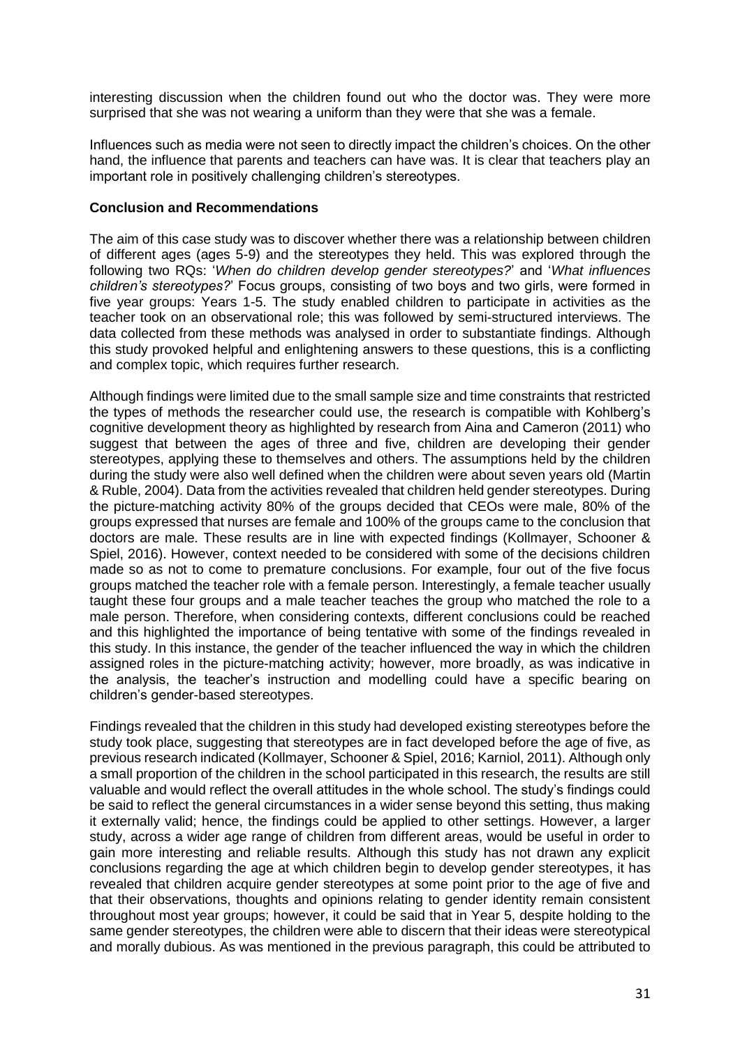interesting discussion when the children found out who the doctor was. They were more surprised that she was not wearing a uniform than they were that she was a female.

Influences such as media were not seen to directly impact the children's choices. On the other hand, the influence that parents and teachers can have was. It is clear that teachers play an important role in positively challenging children's stereotypes.

**Conclusion and Recommendations**

The aim of this case study was to discover whether there was a relationship between children of different ages (ages 5-9) and the stereotypes they held. This was explored through the following two RQs: '*When do children develop gender stereotypes?*' and '*What influences children's stereotypes?*' Focus groups, consisting of two boys and two girls, were formed in five year groups: Years 1-5. The study enabled children to participate in activities as the teacher took on an observational role; this was followed by semi-structured interviews. The data collected from these methods was analysed in order to substantiate findings. Although this study provoked helpful and enlightening answers to these questions, this is a conflicting and complex topic, which requires further research.

Although findings were limited due to the small sample size and time constraints that restricted the types of methods the researcher could use, the research is compatible with Kohlberg's cognitive development theory as highlighted by research from Aina and Cameron (2011) who suggest that between the ages of three and five, children are developing their gender stereotypes, applying these to themselves and others. The assumptions held by the children during the study were also well defined when the children were about seven years old (Martin & Ruble, 2004). Data from the activities revealed that children held gender stereotypes. During the picture-matching activity 80% of the groups decided that CEOs were male, 80% of the groups expressed that nurses are female and 100% of the groups came to the conclusion that doctors are male. These results are in line with expected findings (Kollmayer, Schooner & Spiel, 2016). However, context needed to be considered with some of the decisions children made so as not to come to premature conclusions. For example, four out of the five focus groups matched the teacher role with a female person. Interestingly, a female teacher usually taught these four groups and a male teacher teaches the group who matched the role to a male person. Therefore, when considering contexts, different conclusions could be reached and this highlighted the importance of being tentative with some of the findings revealed in this study. In this instance, the gender of the teacher influenced the way in which the children assigned roles in the picture-matching activity; however, more broadly, as was indicative in the analysis, the teacher's instruction and modelling could have a specific bearing on children's gender-based stereotypes.

Findings revealed that the children in this study had developed existing stereotypes before the study took place, suggesting that stereotypes are in fact developed before the age of five, as previous research indicated (Kollmayer, Schooner & Spiel, 2016; Karniol, 2011). Although only a small proportion of the children in the school participated in this research, the results are still valuable and would reflect the overall attitudes in the whole school. The study's findings could be said to reflect the general circumstances in a wider sense beyond this setting, thus making it externally valid; hence, the findings could be applied to other settings. However, a larger study, across a wider age range of children from different areas, would be useful in order to gain more interesting and reliable results. Although this study has not drawn any explicit conclusions regarding the age at which children begin to develop gender stereotypes, it has revealed that children acquire gender stereotypes at some point prior to the age of five and that their observations, thoughts and opinions relating to gender identity remain consistent throughout most year groups; however, it could be said that in Year 5, despite holding to the same gender stereotypes, the children were able to discern that their ideas were stereotypical and morally dubious. As was mentioned in the previous paragraph, this could be attributed to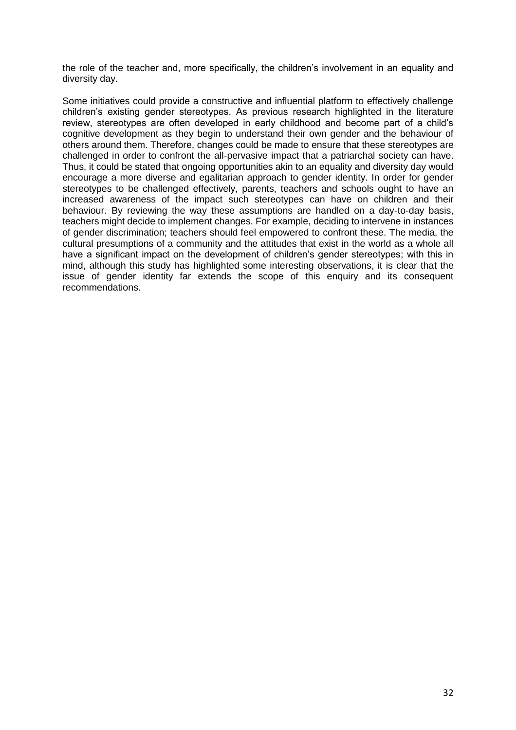the role of the teacher and, more specifically, the children's involvement in an equality and diversity day.

Some initiatives could provide a constructive and influential platform to effectively challenge children's existing gender stereotypes. As previous research highlighted in the literature review, stereotypes are often developed in early childhood and become part of a child's cognitive development as they begin to understand their own gender and the behaviour of others around them. Therefore, changes could be made to ensure that these stereotypes are challenged in order to confront the all-pervasive impact that a patriarchal society can have. Thus, it could be stated that ongoing opportunities akin to an equality and diversity day would encourage a more diverse and egalitarian approach to gender identity. In order for gender stereotypes to be challenged effectively, parents, teachers and schools ought to have an increased awareness of the impact such stereotypes can have on children and their behaviour. By reviewing the way these assumptions are handled on a day-to-day basis, teachers might decide to implement changes. For example, deciding to intervene in instances of gender discrimination; teachers should feel empowered to confront these. The media, the cultural presumptions of a community and the attitudes that exist in the world as a whole all have a significant impact on the development of children's gender stereotypes; with this in mind, although this study has highlighted some interesting observations, it is clear that the issue of gender identity far extends the scope of this enquiry and its consequent recommendations.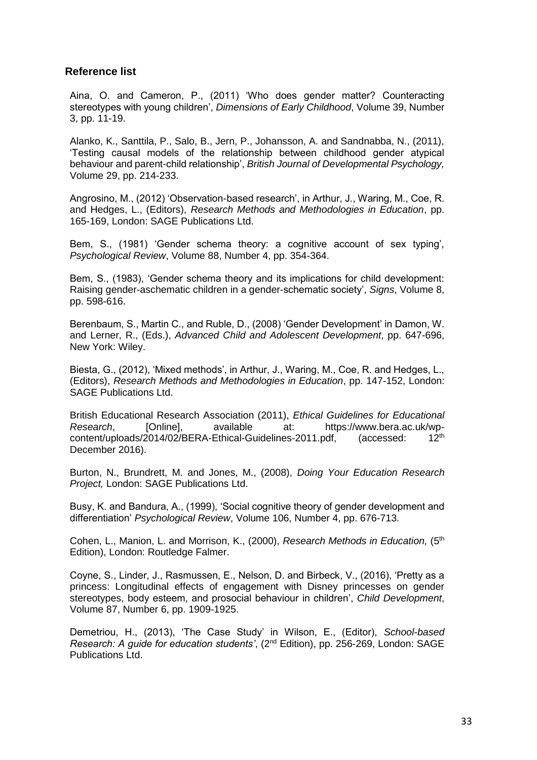## Reference list

Aina, O. and Cameron, P., (2011) 'Who does gender matter? Counteracting stereotypes with young children', *Dimensions of Early Childhood*, Volume 39, Number 3, pp. 11-19.

Alanko, K., Santtila, P., Salo, B., Jern, P., Johansson, A. and Sandnabba, N., (2011), 'Testing causal models of the relationship between childhood gender atypical behaviour and parent-child relationship', *British Journal of Developmental Psychology,* Volume 29, pp. 214-233.

Angrosino, M., (2012) 'Observation-based research', in Arthur, J., Waring, M., Coe, R. and Hedges, L., (Editors), *Research Methods and Methodologies in Education*, pp. 165-169, London: SAGE Publications Ltd.

Bem, S., (1981) 'Gender schema theory: a cognitive account of sex typing', *Psychological Review*, Volume 88, Number 4, pp. 354-364.

Bem, S., (1983), 'Gender schema theory and its implications for child development: Raising gender-aschematic children in a gender-schematic society', *Signs*, Volume 8, pp. 598-616.

Berenbaum, S., Martin C., and Ruble, D., (2008) 'Gender Development' in Damon, W. and Lerner, R., (Eds.), *Advanced Child and Adolescent Development*, pp. 647-696, New York: Wiley.

Biesta, G., (2012), 'Mixed methods', in Arthur, J., Waring, M., Coe, R. and Hedges, L., (Editors), *Research Methods and Methodologies in Education*, pp. 147-152, London: SAGE Publications Ltd.

British Educational Research Association (2011), *Ethical Guidelines for Educational Research*, [Online], available at: https://www.bera.ac.uk/wp-content/uploads/2014/02/BERA-Ethical-Guidelines-2011.pdf, (accessed: 12th December 2016).

Burton, N., Brundrett, M. and Jones, M., (2008), *Doing Your Education Research Project,* London: SAGE Publications Ltd.

Busy, K. and Bandura, A., (1999), 'Social cognitive theory of gender development and differentiation' *Psychological Review*, Volume 106, Number 4, pp. 676-713.

Cohen, L., Manion, L. and Morrison, K., (2000), *Research Methods in Education,* (5th Edition), London: Routledge Falmer.

Coyne, S., Linder, J., Rasmussen, E., Nelson, D. and Birbeck, V., (2016), 'Pretty as a princess: Longitudinal effects of engagement with Disney princesses on gender stereotypes, body esteem, and prosocial behaviour in children', *Child Development*, Volume 87, Number 6, pp. 1909-1925.

Demetriou, H., (2013), 'The Case Study' in Wilson, E., (Editor), *School-based Research: A guide for education students'*, (2nd Edition), pp. 256-269, London: SAGE Publications Ltd.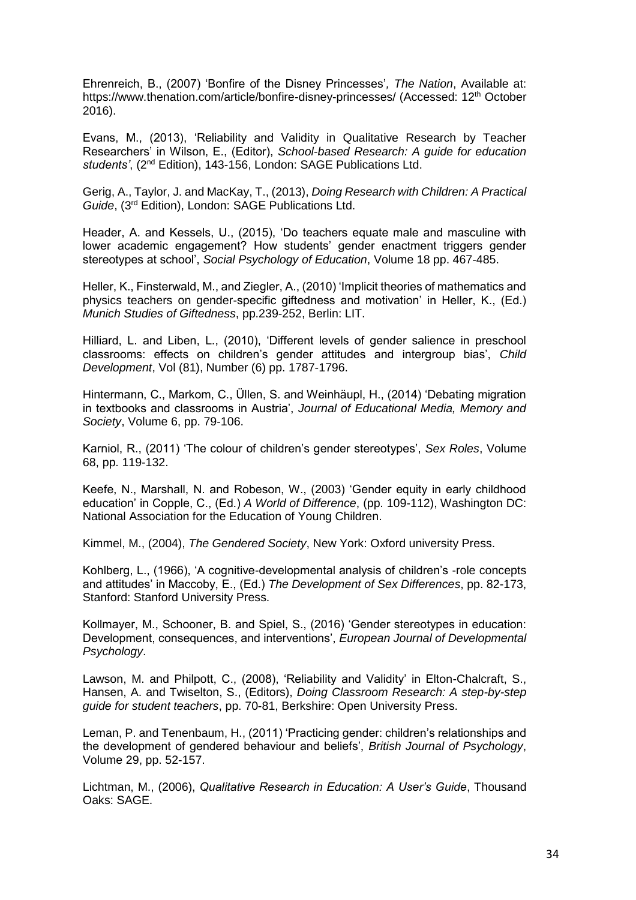Ehrenreich, B., (2007) 'Bonfire of the Disney Princesses', *The Nation*, Available at: https://www.thenation.com/article/bonfire-disney-princesses/ (Accessed: 12th October 2016).

Evans, M., (2013), 'Reliability and Validity in Qualitative Research by Teacher Researchers' in Wilson, E., (Editor), *School-based Research: A guide for education students'*, (2nd Edition), 143-156, London: SAGE Publications Ltd.

Gerig, A., Taylor, J. and MacKay, T., (2013), *Doing Research with Children: A Practical Guide*, (3rd Edition), London: SAGE Publications Ltd.

Header, A. and Kessels, U., (2015), 'Do teachers equate male and masculine with lower academic engagement? How students' gender enactment triggers gender stereotypes at school', *Social Psychology of Education*, Volume 18 pp. 467-485.

Heller, K., Finsterwald, M., and Ziegler, A., (2010) 'Implicit theories of mathematics and physics teachers on gender-specific giftedness and motivation' in Heller, K., (Ed.) *Munich Studies of Giftedness*, pp.239-252, Berlin: LIT.

Hilliard, L. and Liben, L., (2010), 'Different levels of gender salience in preschool classrooms: effects on children's gender attitudes and intergroup bias', *Child Development*, Vol (81), Number (6) pp. 1787-1796.

Hintermann, C., Markom, C., Üllen, S. and Weinhäupl, H., (2014) 'Debating migration in textbooks and classrooms in Austria', *Journal of Educational Media, Memory and Society*, Volume 6, pp. 79-106.

Karniol, R., (2011) 'The colour of children's gender stereotypes', *Sex Roles*, Volume 68, pp. 119-132.

Keefe, N., Marshall, N. and Robeson, W., (2003) 'Gender equity in early childhood education' in Copple, C., (Ed.) *A World of Difference*, (pp. 109-112), Washington DC: National Association for the Education of Young Children.

Kimmel, M., (2004), *The Gendered Society*, New York: Oxford university Press.

Kohlberg, L., (1966), 'A cognitive-developmental analysis of children's -role concepts and attitudes' in Maccoby, E., (Ed.) *The Development of Sex Differences*, pp. 82-173, Stanford: Stanford University Press.

Kollmayer, M., Schooner, B. and Spiel, S., (2016) 'Gender stereotypes in education: Development, consequences, and interventions', *European Journal of Developmental Psychology*.

Lawson, M. and Philpott, C., (2008), 'Reliability and Validity' in Elton-Chalcraft, S., Hansen, A. and Twiselton, S., (Editors), *Doing Classroom Research: A step-by-step guide for student teachers*, pp. 70-81, Berkshire: Open University Press.

Leman, P. and Tenenbaum, H., (2011) 'Practicing gender: children's relationships and the development of gendered behaviour and beliefs', *British Journal of Psychology*, Volume 29, pp. 52-157.

Lichtman, M., (2006), *Qualitative Research in Education: A User's Guide*, Thousand Oaks: SAGE.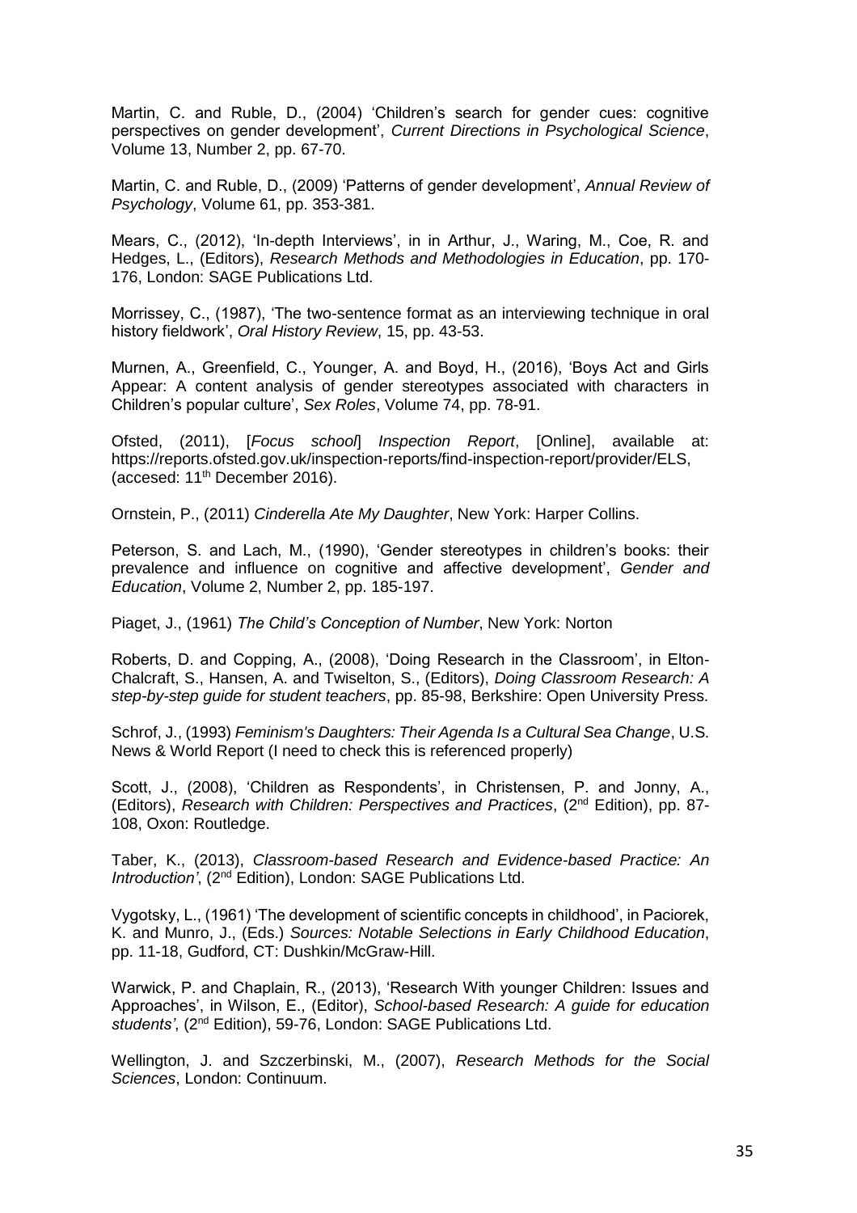Martin, C. and Ruble, D., (2004) 'Children's search for gender cues: cognitive perspectives on gender development', *Current Directions in Psychological Science*, Volume 13, Number 2, pp. 67-70.

Martin, C. and Ruble, D., (2009) 'Patterns of gender development', *Annual Review of Psychology*, Volume 61, pp. 353-381.

Mears, C., (2012), 'In-depth Interviews', in in Arthur, J., Waring, M., Coe, R. and Hedges, L., (Editors), *Research Methods and Methodologies in Education*, pp. 170-176, London: SAGE Publications Ltd.

Morrissey, C., (1987), 'The two-sentence format as an interviewing technique in oral history fieldwork', *Oral History Review*, 15, pp. 43-53.

Murnen, A., Greenfield, C., Younger, A. and Boyd, H., (2016), 'Boys Act and Girls Appear: A content analysis of gender stereotypes associated with characters in Children's popular culture', *Sex Roles*, Volume 74, pp. 78-91.

Ofsted, (2011), [*Focus school*] *Inspection Report*, [Online], available at: https://reports.ofsted.gov.uk/inspection-reports/find-inspection-report/provider/ELS, (accesed: 11th December 2016).

Ornstein, P., (2011) *Cinderella Ate My Daughter*, New York: Harper Collins.

Peterson, S. and Lach, M., (1990), 'Gender stereotypes in children's books: their prevalence and influence on cognitive and affective development', *Gender and Education*, Volume 2, Number 2, pp. 185-197.

Piaget, J., (1961) *The Child's Conception of Number*, New York: Norton

Roberts, D. and Copping, A., (2008), 'Doing Research in the Classroom', in Elton-Chalcraft, S., Hansen, A. and Twiselton, S., (Editors), *Doing Classroom Research: A step-by-step guide for student teachers*, pp. 85-98, Berkshire: Open University Press.

Schrof, J., (1993) *Feminism's Daughters: Their Agenda Is a Cultural Sea Change*, U.S. News & World Report (I need to check this is referenced properly)

Scott, J., (2008), 'Children as Respondents', in Christensen, P. and Jonny, A., (Editors), *Research with Children: Perspectives and Practices*, (2nd Edition), pp. 87-108, Oxon: Routledge.

Taber, K., (2013), *Classroom-based Research and Evidence-based Practice: An Introduction'*, (2nd Edition), London: SAGE Publications Ltd.

Vygotsky, L., (1961) 'The development of scientific concepts in childhood', in Paciorek, K. and Munro, J., (Eds.) *Sources: Notable Selections in Early Childhood Education*, pp. 11-18, Gudford, CT: Dushkin/McGraw-Hill.

Warwick, P. and Chaplain, R., (2013), 'Research With younger Children: Issues and Approaches', in Wilson, E., (Editor), *School-based Research: A guide for education students'*, (2nd Edition), 59-76, London: SAGE Publications Ltd.

Wellington, J. and Szczerbinski, M., (2007), *Research Methods for the Social Sciences*, London: Continuum.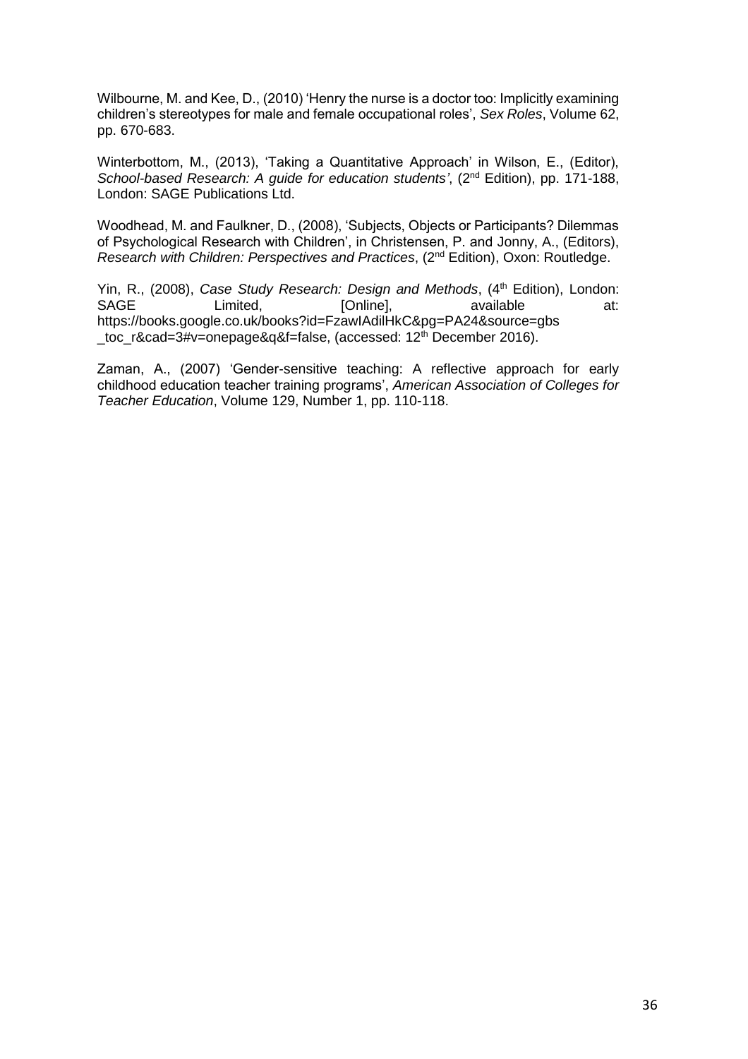Wilbourne, M. and Kee, D., (2010) 'Henry the nurse is a doctor too: Implicitly examining children's stereotypes for male and female occupational roles', *Sex Roles*, Volume 62, pp. 670-683.

Winterbottom, M., (2013), 'Taking a Quantitative Approach' in Wilson, E., (Editor), *School-based Research: A guide for education students'*, (2nd Edition), pp. 171-188, London: SAGE Publications Ltd.

Woodhead, M. and Faulkner, D., (2008), 'Subjects, Objects or Participants? Dilemmas of Psychological Research with Children', in Christensen, P. and Jonny, A., (Editors), *Research with Children: Perspectives and Practices*, (2nd Edition), Oxon: Routledge.

Yin, R., (2008), *Case Study Research: Design and Methods*, (4th Edition), London: SAGE Limited, [Online], available at: https://books.google.co.uk/books?id=FzawIAdilHkC&pg=PA24&source=gbs_toc_r&cad=3#v=onepage&q&f=false, (accessed: 12th December 2016).

Zaman, A., (2007) 'Gender-sensitive teaching: A reflective approach for early childhood education teacher training programs', *American Association of Colleges for Teacher Education*, Volume 129, Number 1, pp. 110-118.